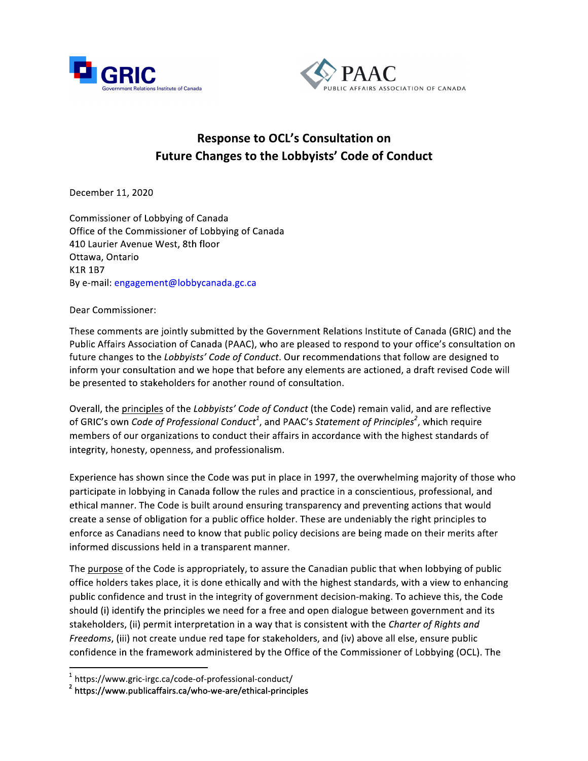GRIC
Government Relations Institute of Canada

PAAC
PUBLIC AFFAIRS ASSOCIATION OF CANADA

# Response to OCL's Consultation on Future Changes to the Lobbyists' Code of Conduct

December 11, 2020

Commissioner of Lobbying of Canada
Office of the Commissioner of Lobbying of Canada
410 Laurier Avenue West, 8th floor
Ottawa, Ontario
K1R 1B7
By e-mail: engagement@lobbycanada.gc.ca

Dear Commissioner:

These comments are jointly submitted by the Government Relations Institute of Canada (GRIC) and the Public Affairs Association of Canada (PAAC), who are pleased to respond to your office's consultation on future changes to the *Lobbyists' Code of Conduct*. Our recommendations that follow are designed to inform your consultation and we hope that before any elements are actioned, a draft revised Code will be presented to stakeholders for another round of consultation.

Overall, the principles of the *Lobbyists' Code of Conduct* (the Code) remain valid, and are reflective of GRIC's own *Code of Professional Conduct*[1], and PAAC's *Statement of Principles*[2], which require members of our organizations to conduct their affairs in accordance with the highest standards of integrity, honesty, openness, and professionalism.

Experience has shown since the Code was put in place in 1997, the overwhelming majority of those who participate in lobbying in Canada follow the rules and practice in a conscientious, professional, and ethical manner. The Code is built around ensuring transparency and preventing actions that would create a sense of obligation for a public office holder. These are undeniably the right principles to enforce as Canadians need to know that public policy decisions are being made on their merits after informed discussions held in a transparent manner.

The purpose of the Code is appropriately, to assure the Canadian public that when lobbying of public office holders takes place, it is done ethically and with the highest standards, with a view to enhancing public confidence and trust in the integrity of government decision-making. To achieve this, the Code should (i) identify the principles we need for a free and open dialogue between government and its stakeholders, (ii) permit interpretation in a way that is consistent with the *Charter of Rights and Freedoms*, (iii) not create undue red tape for stakeholders, and (iv) above all else, ensure public confidence in the framework administered by the Office of the Commissioner of Lobbying (OCL). The

[1] https://www.gric-irgc.ca/code-of-professional-conduct/

[2] https://www.publicaffairs.ca/who-we-are/ethical-principles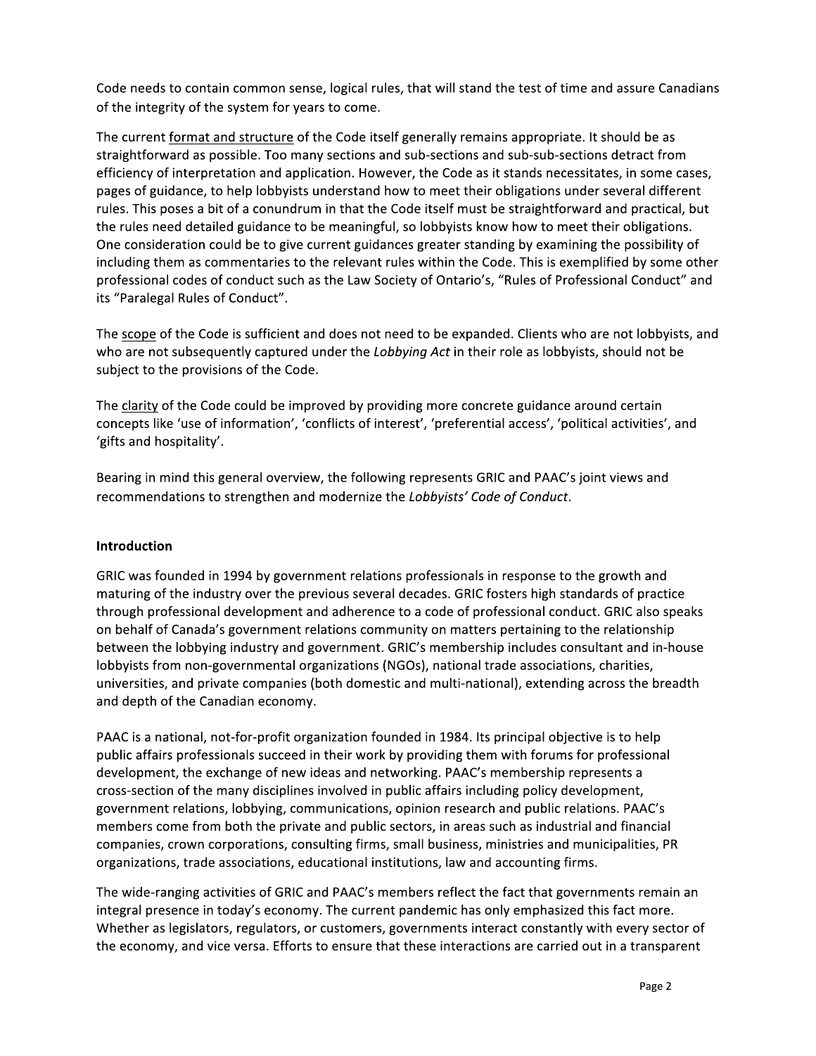Code needs to contain common sense, logical rules, that will stand the test of time and assure Canadians of the integrity of the system for years to come.

The current <u>format and structure</u> of the Code itself generally remains appropriate. It should be as straightforward as possible. Too many sections and sub-sections and sub-sub-sections detract from efficiency of interpretation and application. However, the Code as it stands necessitates, in some cases, pages of guidance, to help lobbyists understand how to meet their obligations under several different rules. This poses a bit of a conundrum in that the Code itself must be straightforward and practical, but the rules need detailed guidance to be meaningful, so lobbyists know how to meet their obligations. One consideration could be to give current guidances greater standing by examining the possibility of including them as commentaries to the relevant rules within the Code. This is exemplified by some other professional codes of conduct such as the Law Society of Ontario's, "Rules of Professional Conduct" and its "Paralegal Rules of Conduct".

The <u>scope</u> of the Code is sufficient and does not need to be expanded. Clients who are not lobbyists, and who are not subsequently captured under the *Lobbying Act* in their role as lobbyists, should not be subject to the provisions of the Code.

The <u>clarity</u> of the Code could be improved by providing more concrete guidance around certain concepts like 'use of information', 'conflicts of interest', 'preferential access', 'political activities', and 'gifts and hospitality'.

Bearing in mind this general overview, the following represents GRIC and PAAC's joint views and recommendations to strengthen and modernize the *Lobbyists' Code of Conduct*.

**Introduction**

GRIC was founded in 1994 by government relations professionals in response to the growth and maturing of the industry over the previous several decades. GRIC fosters high standards of practice through professional development and adherence to a code of professional conduct. GRIC also speaks on behalf of Canada's government relations community on matters pertaining to the relationship between the lobbying industry and government. GRIC's membership includes consultant and in-house lobbyists from non-governmental organizations (NGOs), national trade associations, charities, universities, and private companies (both domestic and multi-national), extending across the breadth and depth of the Canadian economy.

PAAC is a national, not-for-profit organization founded in 1984. Its principal objective is to help public affairs professionals succeed in their work by providing them with forums for professional development, the exchange of new ideas and networking. PAAC's membership represents a cross-section of the many disciplines involved in public affairs including policy development, government relations, lobbying, communications, opinion research and public relations. PAAC's members come from both the private and public sectors, in areas such as industrial and financial companies, crown corporations, consulting firms, small business, ministries and municipalities, PR organizations, trade associations, educational institutions, law and accounting firms.

The wide-ranging activities of GRIC and PAAC's members reflect the fact that governments remain an integral presence in today's economy. The current pandemic has only emphasized this fact more. Whether as legislators, regulators, or customers, governments interact constantly with every sector of the economy, and vice versa. Efforts to ensure that these interactions are carried out in a transparent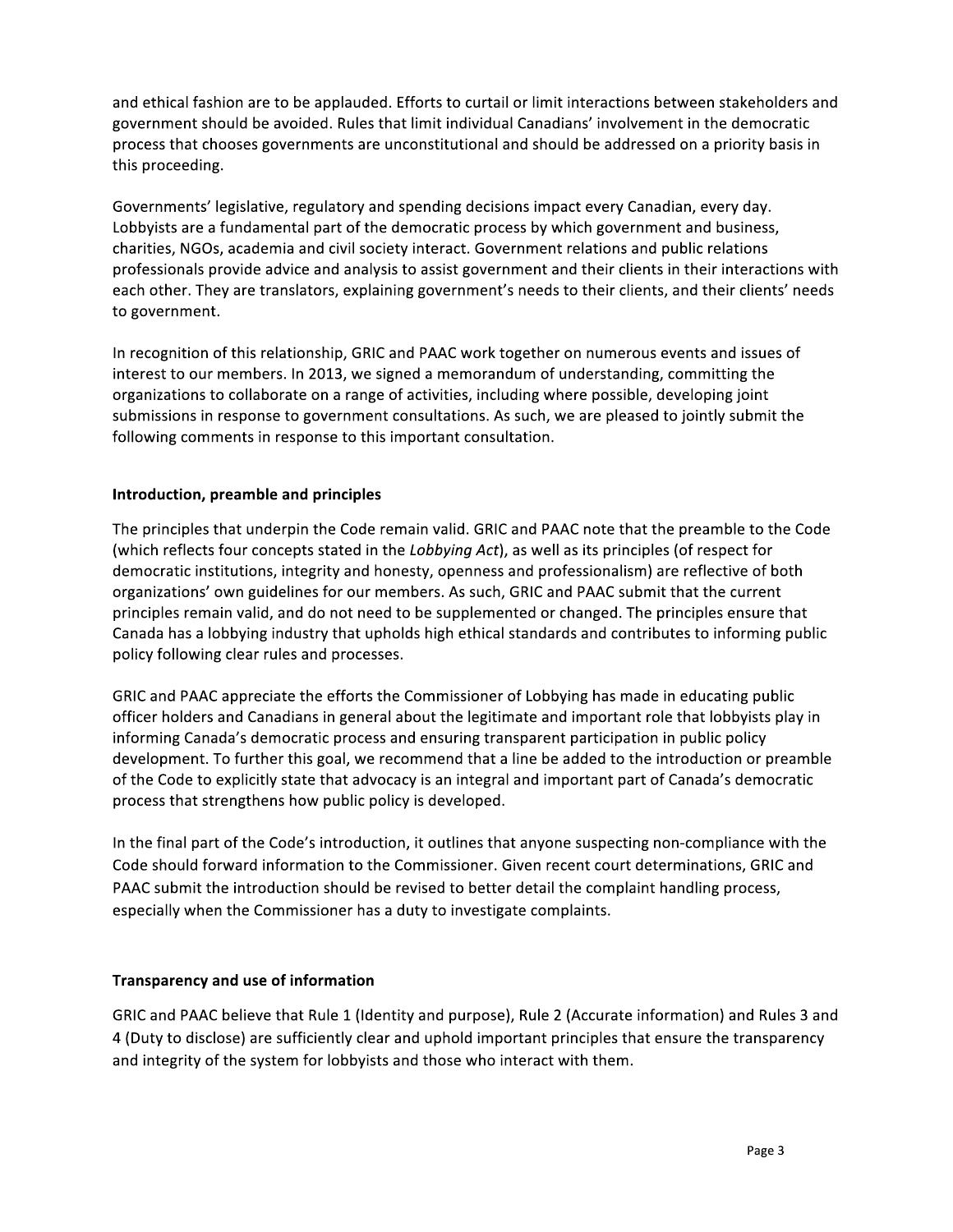and ethical fashion are to be applauded. Efforts to curtail or limit interactions between stakeholders and government should be avoided. Rules that limit individual Canadians' involvement in the democratic process that chooses governments are unconstitutional and should be addressed on a priority basis in this proceeding.

Governments' legislative, regulatory and spending decisions impact every Canadian, every day. Lobbyists are a fundamental part of the democratic process by which government and business, charities, NGOs, academia and civil society interact. Government relations and public relations professionals provide advice and analysis to assist government and their clients in their interactions with each other. They are translators, explaining government's needs to their clients, and their clients' needs to government.

In recognition of this relationship, GRIC and PAAC work together on numerous events and issues of interest to our members. In 2013, we signed a memorandum of understanding, committing the organizations to collaborate on a range of activities, including where possible, developing joint submissions in response to government consultations. As such, we are pleased to jointly submit the following comments in response to this important consultation.

**Introduction, preamble and principles**

The principles that underpin the Code remain valid. GRIC and PAAC note that the preamble to the Code (which reflects four concepts stated in the *Lobbying Act*), as well as its principles (of respect for democratic institutions, integrity and honesty, openness and professionalism) are reflective of both organizations' own guidelines for our members. As such, GRIC and PAAC submit that the current principles remain valid, and do not need to be supplemented or changed. The principles ensure that Canada has a lobbying industry that upholds high ethical standards and contributes to informing public policy following clear rules and processes.

GRIC and PAAC appreciate the efforts the Commissioner of Lobbying has made in educating public officer holders and Canadians in general about the legitimate and important role that lobbyists play in informing Canada's democratic process and ensuring transparent participation in public policy development. To further this goal, we recommend that a line be added to the introduction or preamble of the Code to explicitly state that advocacy is an integral and important part of Canada's democratic process that strengthens how public policy is developed.

In the final part of the Code's introduction, it outlines that anyone suspecting non-compliance with the Code should forward information to the Commissioner. Given recent court determinations, GRIC and PAAC submit the introduction should be revised to better detail the complaint handling process, especially when the Commissioner has a duty to investigate complaints.

**Transparency and use of information**

GRIC and PAAC believe that Rule 1 (Identity and purpose), Rule 2 (Accurate information) and Rules 3 and 4 (Duty to disclose) are sufficiently clear and uphold important principles that ensure the transparency and integrity of the system for lobbyists and those who interact with them.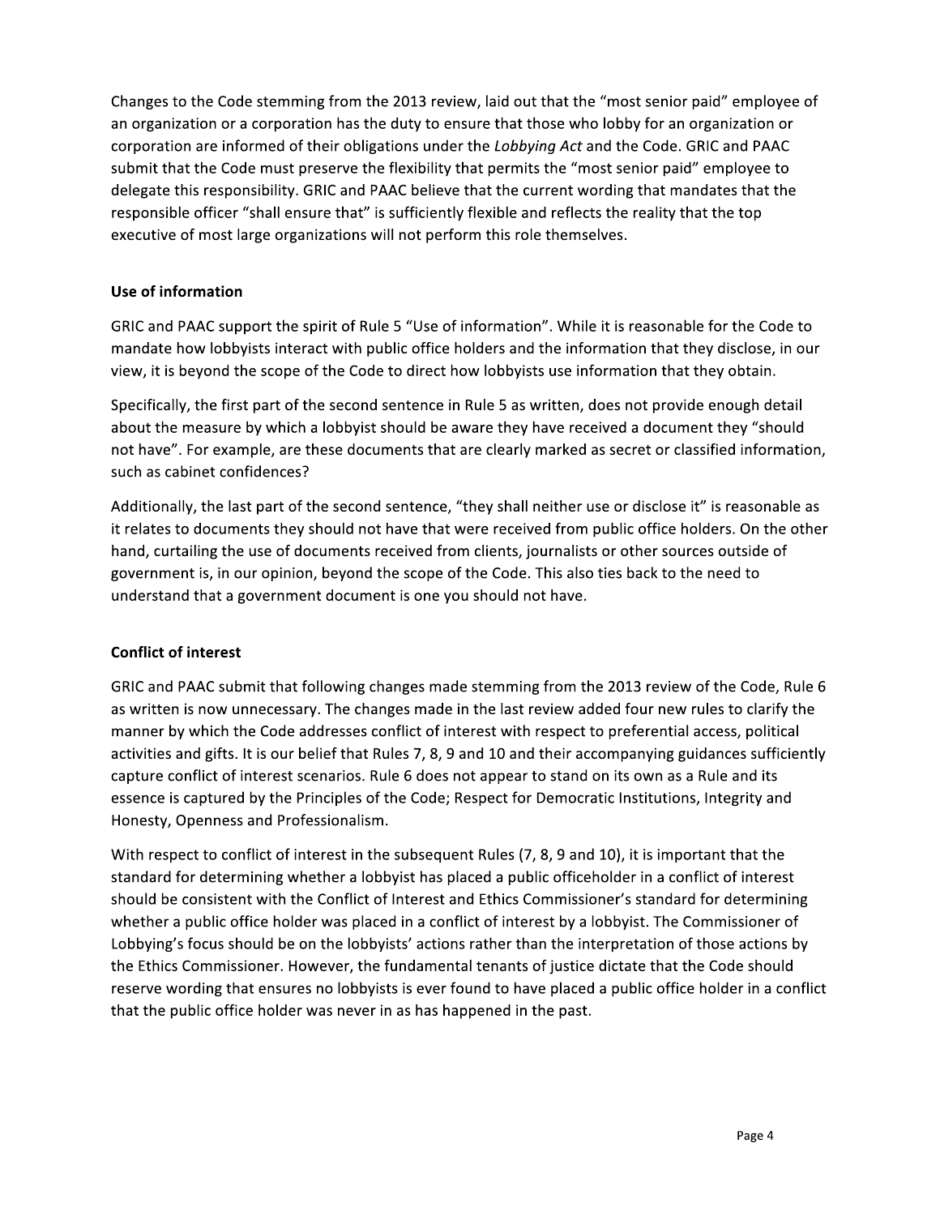Changes to the Code stemming from the 2013 review, laid out that the "most senior paid" employee of an organization or a corporation has the duty to ensure that those who lobby for an organization or corporation are informed of their obligations under the *Lobbying Act* and the Code. GRIC and PAAC submit that the Code must preserve the flexibility that permits the "most senior paid" employee to delegate this responsibility. GRIC and PAAC believe that the current wording that mandates that the responsible officer "shall ensure that" is sufficiently flexible and reflects the reality that the top executive of most large organizations will not perform this role themselves.

**Use of information**

GRIC and PAAC support the spirit of Rule 5 "Use of information". While it is reasonable for the Code to mandate how lobbyists interact with public office holders and the information that they disclose, in our view, it is beyond the scope of the Code to direct how lobbyists use information that they obtain.

Specifically, the first part of the second sentence in Rule 5 as written, does not provide enough detail about the measure by which a lobbyist should be aware they have received a document they "should not have". For example, are these documents that are clearly marked as secret or classified information, such as cabinet confidences?

Additionally, the last part of the second sentence, "they shall neither use or disclose it" is reasonable as it relates to documents they should not have that were received from public office holders. On the other hand, curtailing the use of documents received from clients, journalists or other sources outside of government is, in our opinion, beyond the scope of the Code. This also ties back to the need to understand that a government document is one you should not have.

**Conflict of interest**

GRIC and PAAC submit that following changes made stemming from the 2013 review of the Code, Rule 6 as written is now unnecessary. The changes made in the last review added four new rules to clarify the manner by which the Code addresses conflict of interest with respect to preferential access, political activities and gifts. It is our belief that Rules 7, 8, 9 and 10 and their accompanying guidances sufficiently capture conflict of interest scenarios. Rule 6 does not appear to stand on its own as a Rule and its essence is captured by the Principles of the Code; Respect for Democratic Institutions, Integrity and Honesty, Openness and Professionalism.

With respect to conflict of interest in the subsequent Rules (7, 8, 9 and 10), it is important that the standard for determining whether a lobbyist has placed a public officeholder in a conflict of interest should be consistent with the Conflict of Interest and Ethics Commissioner's standard for determining whether a public office holder was placed in a conflict of interest by a lobbyist. The Commissioner of Lobbying's focus should be on the lobbyists' actions rather than the interpretation of those actions by the Ethics Commissioner. However, the fundamental tenants of justice dictate that the Code should reserve wording that ensures no lobbyists is ever found to have placed a public office holder in a conflict that the public office holder was never in as has happened in the past.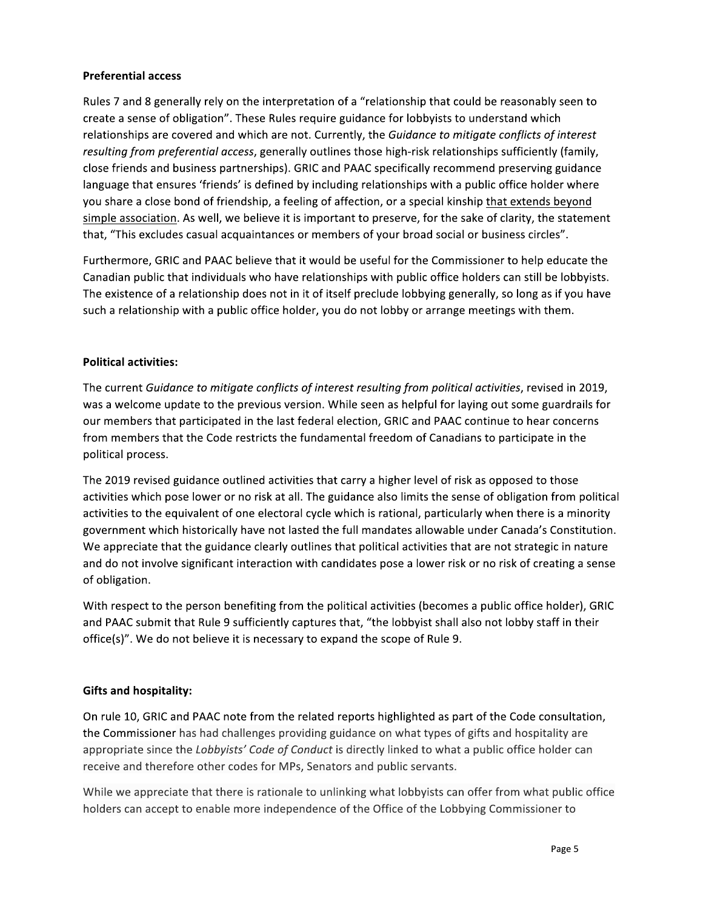**Preferential access**

Rules 7 and 8 generally rely on the interpretation of a "relationship that could be reasonably seen to create a sense of obligation". These Rules require guidance for lobbyists to understand which relationships are covered and which are not. Currently, the *Guidance to mitigate conflicts of interest resulting from preferential access*, generally outlines those high-risk relationships sufficiently (family, close friends and business partnerships). GRIC and PAAC specifically recommend preserving guidance language that ensures 'friends' is defined by including relationships with a public office holder where you share a close bond of friendship, a feeling of affection, or a special kinship <u>that extends beyond simple association</u>. As well, we believe it is important to preserve, for the sake of clarity, the statement that, "This excludes casual acquaintances or members of your broad social or business circles".

Furthermore, GRIC and PAAC believe that it would be useful for the Commissioner to help educate the Canadian public that individuals who have relationships with public office holders can still be lobbyists. The existence of a relationship does not in it of itself preclude lobbying generally, so long as if you have such a relationship with a public office holder, you do not lobby or arrange meetings with them.

**Political activities:**

The current *Guidance to mitigate conflicts of interest resulting from political activities*, revised in 2019, was a welcome update to the previous version. While seen as helpful for laying out some guardrails for our members that participated in the last federal election, GRIC and PAAC continue to hear concerns from members that the Code restricts the fundamental freedom of Canadians to participate in the political process.

The 2019 revised guidance outlined activities that carry a higher level of risk as opposed to those activities which pose lower or no risk at all. The guidance also limits the sense of obligation from political activities to the equivalent of one electoral cycle which is rational, particularly when there is a minority government which historically have not lasted the full mandates allowable under Canada's Constitution. We appreciate that the guidance clearly outlines that political activities that are not strategic in nature and do not involve significant interaction with candidates pose a lower risk or no risk of creating a sense of obligation.

With respect to the person benefiting from the political activities (becomes a public office holder), GRIC and PAAC submit that Rule 9 sufficiently captures that, "the lobbyist shall also not lobby staff in their office(s)". We do not believe it is necessary to expand the scope of Rule 9.

**Gifts and hospitality:**

On rule 10, GRIC and PAAC note from the related reports highlighted as part of the Code consultation, the Commissioner has had challenges providing guidance on what types of gifts and hospitality are appropriate since the *Lobbyists' Code of Conduct* is directly linked to what a public office holder can receive and therefore other codes for MPs, Senators and public servants.

While we appreciate that there is rationale to unlinking what lobbyists can offer from what public office holders can accept to enable more independence of the Office of the Lobbying Commissioner to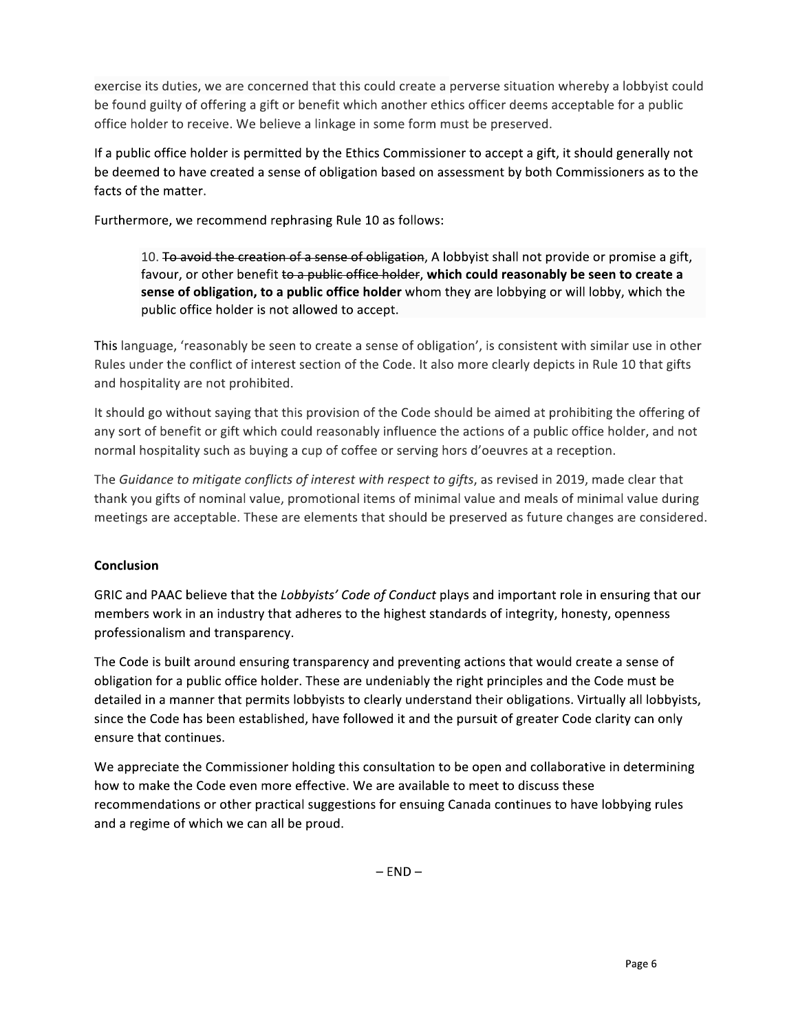exercise its duties, we are concerned that this could create a perverse situation whereby a lobbyist could be found guilty of offering a gift or benefit which another ethics officer deems acceptable for a public office holder to receive. We believe a linkage in some form must be preserved.

If a public office holder is permitted by the Ethics Commissioner to accept a gift, it should generally not be deemed to have created a sense of obligation based on assessment by both Commissioners as to the facts of the matter.

Furthermore, we recommend rephrasing Rule 10 as follows:

> 10. ~~To avoid the creation of a sense of obligation~~, A lobbyist shall not provide or promise a gift, favour, or other benefit ~~to a public office holder~~, **which could reasonably be seen to create a sense of obligation, to a public office holder** whom they are lobbying or will lobby, which the public office holder is not allowed to accept.

This language, 'reasonably be seen to create a sense of obligation', is consistent with similar use in other Rules under the conflict of interest section of the Code. It also more clearly depicts in Rule 10 that gifts and hospitality are not prohibited.

It should go without saying that this provision of the Code should be aimed at prohibiting the offering of any sort of benefit or gift which could reasonably influence the actions of a public office holder, and not normal hospitality such as buying a cup of coffee or serving hors d'oeuvres at a reception.

The *Guidance to mitigate conflicts of interest with respect to gifts*, as revised in 2019, made clear that thank you gifts of nominal value, promotional items of minimal value and meals of minimal value during meetings are acceptable. These are elements that should be preserved as future changes are considered.

**Conclusion**

GRIC and PAAC believe that the *Lobbyists' Code of Conduct* plays and important role in ensuring that our members work in an industry that adheres to the highest standards of integrity, honesty, openness professionalism and transparency.

The Code is built around ensuring transparency and preventing actions that would create a sense of obligation for a public office holder. These are undeniably the right principles and the Code must be detailed in a manner that permits lobbyists to clearly understand their obligations. Virtually all lobbyists, since the Code has been established, have followed it and the pursuit of greater Code clarity can only ensure that continues.

We appreciate the Commissioner holding this consultation to be open and collaborative in determining how to make the Code even more effective. We are available to meet to discuss these recommendations or other practical suggestions for ensuing Canada continues to have lobbying rules and a regime of which we can all be proud.

– END –